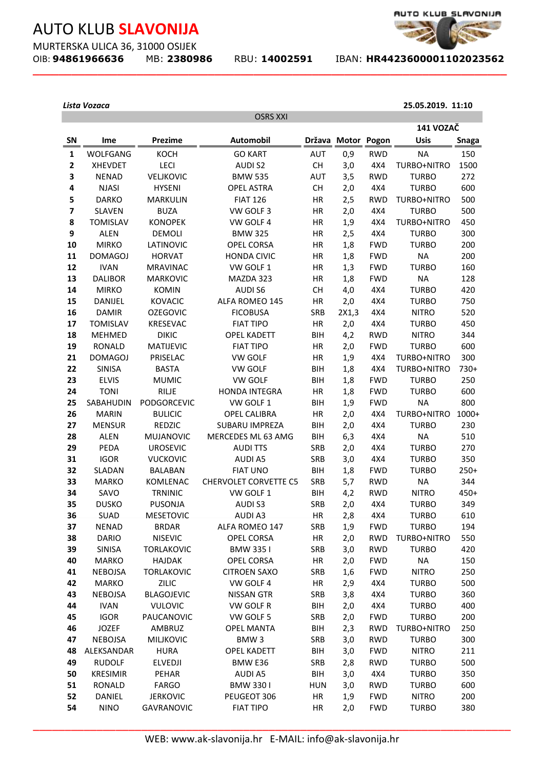# AUTO KLUB **SLAVONIJA**

MURTERSKA ULICA 36, 31000 OSIJEK

OIB: **94861966636** MB: **2380986** RBU: **14002591** IBAN: **HR4423600001102023562**

***Lista Vozaca*** **25.05.2019. 11:10**

| OSRS XXI | | | | | | | | |
|---|---|---|---|---|---|---|---|---|
| | | | | | | | **141 VOZAČ** | |
| **SN** | **Ime** | **Prezime** | **Automobil** | **Država** | **Motor** | **Pogon** | **Usis** | **Snaga** |
| **1** | WOLFGANG | KOCH | GO KART | AUT | 0,9 | RWD | NA | 150 |
| **2** | XHEVDET | LECI | AUDI S2 | CH | 3,0 | 4X4 | TURBO+NITRO | 1500 |
| **3** | NENAD | VELJKOVIC | BMW 535 | AUT | 3,5 | RWD | TURBO | 272 |
| **4** | NJASI | HYSENI | OPEL ASTRA | CH | 2,0 | 4X4 | TURBO | 600 |
| **5** | DARKO | MARKULIN | FIAT 126 | HR | 2,5 | RWD | TURBO+NITRO | 500 |
| **7** | SLAVEN | BUZA | VW GOLF 3 | HR | 2,0 | 4X4 | TURBO | 500 |
| **8** | TOMISLAV | KONOPEK | VW GOLF 4 | HR | 1,9 | 4X4 | TURBO+NITRO | 450 |
| **9** | ALEN | DEMOLI | BMW 325 | HR | 2,5 | 4X4 | TURBO | 300 |
| **10** | MIRKO | LATINOVIC | OPEL CORSA | HR | 1,8 | FWD | TURBO | 200 |
| **11** | DOMAGOJ | HORVAT | HONDA CIVIC | HR | 1,8 | FWD | NA | 200 |
| **12** | IVAN | MRAVINAC | VW GOLF 1 | HR | 1,3 | FWD | TURBO | 160 |
| **13** | DALIBOR | MARKOVIC | MAZDA 323 | HR | 1,8 | FWD | NA | 128 |
| **14** | MIRKO | KOMIN | AUDI S6 | CH | 4,0 | 4X4 | TURBO | 420 |
| **15** | DANIJEL | KOVACIC | ALFA ROMEO 145 | HR | 2,0 | 4X4 | TURBO | 750 |
| **16** | DAMIR | OZEGOVIC | FICOBUSA | SRB | 2X1,3 | 4X4 | NITRO | 520 |
| **17** | TOMISLAV | KRESEVAC | FIAT TIPO | HR | 2,0 | 4X4 | TURBO | 450 |
| **18** | MEHMED | DIKIC | OPEL KADETT | BIH | 4,2 | RWD | NITRO | 344 |
| **19** | RONALD | MATIJEVIC | FIAT TIPO | HR | 2,0 | FWD | TURBO | 600 |
| **21** | DOMAGOJ | PRISELAC | VW GOLF | HR | 1,9 | 4X4 | TURBO+NITRO | 300 |
| **22** | SINISA | BASTA | VW GOLF | BIH | 1,8 | 4X4 | TURBO+NITRO | 730+ |
| **23** | ELVIS | MUMIC | VW GOLF | BIH | 1,8 | FWD | TURBO | 250 |
| **24** | TONI | RILJE | HONDA INTEGRA | HR | 1,8 | FWD | TURBO | 600 |
| **25** | SABAHUDIN | PODGORCEVIC | VW GOLF 1 | BIH | 1,9 | FWD | NA | 800 |
| **26** | MARIN | BULICIC | OPEL CALIBRA | HR | 2,0 | 4X4 | TURBO+NITRO | 1000+ |
| **27** | MENSUR | REDZIC | SUBARU IMPREZA | BIH | 2,0 | 4X4 | TURBO | 230 |
| **28** | ALEN | MUJANOVIC | MERCEDES ML 63 AMG | BIH | 6,3 | 4X4 | NA | 510 |
| **29** | PEDA | UROSEVIC | AUDI TTS | SRB | 2,0 | 4X4 | TURBO | 270 |
| **31** | IGOR | VUCKOVIC | AUDI A5 | SRB | 3,0 | 4X4 | TURBO | 350 |
| **32** | SLADAN | BALABAN | FIAT UNO | BIH | 1,8 | FWD | TURBO | 250+ |
| **33** | MARKO | KOMLENAC | CHERVOLET CORVETTE C5 | SRB | 5,7 | RWD | NA | 344 |
| **34** | SAVO | TRNINIC | VW GOLF 1 | BIH | 4,2 | RWD | NITRO | 450+ |
| **35** | DUSKO | PUSONJA | AUDI S3 | SRB | 2,0 | 4X4 | TURBO | 349 |
| **36** | SUAD | MESETOVIC | AUDI A3 | HR | 2,8 | 4X4 | TURBO | 610 |
| **37** | NENAD | BRDAR | ALFA ROMEO 147 | SRB | 1,9 | FWD | TURBO | 194 |
| **38** | DARIO | NISEVIC | OPEL CORSA | HR | 2,0 | RWD | TURBO+NITRO | 550 |
| **39** | SINISA | TORLAKOVIC | BMW 335 I | SRB | 3,0 | RWD | TURBO | 420 |
| **40** | MARKO | HAJDAK | OPEL CORSA | HR | 2,0 | FWD | NA | 150 |
| **41** | NEBOJSA | TORLAKOVIC | CITROEN SAXO | SRB | 1,6 | FWD | NITRO | 250 |
| **42** | MARKO | ZILIC | VW GOLF 4 | HR | 2,9 | 4X4 | TURBO | 500 |
| **43** | NEBOJSA | BLAGOJEVIC | NISSAN GTR | SRB | 3,8 | 4X4 | TURBO | 360 |
| **44** | IVAN | VULOVIC | VW GOLF R | BIH | 2,0 | 4X4 | TURBO | 400 |
| **45** | IGOR | PAUCANOVIC | VW GOLF 5 | SRB | 2,0 | FWD | TURBO | 200 |
| **46** | JOZEF | AMBRUZ | OPEL MANTA | BIH | 2,3 | RWD | TURBO+NITRO | 250 |
| **47** | NEBOJSA | MILJKOVIC | BMW 3 | SRB | 3,0 | RWD | TURBO | 300 |
| **48** | ALEKSANDAR | HURA | OPEL KADETT | BIH | 3,0 | FWD | NITRO | 211 |
| **49** | RUDOLF | ELVEDJI | BMW E36 | SRB | 2,8 | RWD | TURBO | 500 |
| **50** | KRESIMIR | PEHAR | AUDI A5 | BIH | 3,0 | 4X4 | TURBO | 350 |
| **51** | RONALD | FARGO | BMW 330 I | HUN | 3,0 | RWD | TURBO | 600 |
| **52** | DANIEL | JERKOVIC | PEUGEOT 306 | HR | 1,9 | FWD | NITRO | 200 |
| **54** | NINO | GAVRANOVIC | FIAT TIPO | HR | 2,0 | FWD | TURBO | 380 |

WEB: www.ak-slavonija.hr E-MAIL: info@ak-slavonija.hr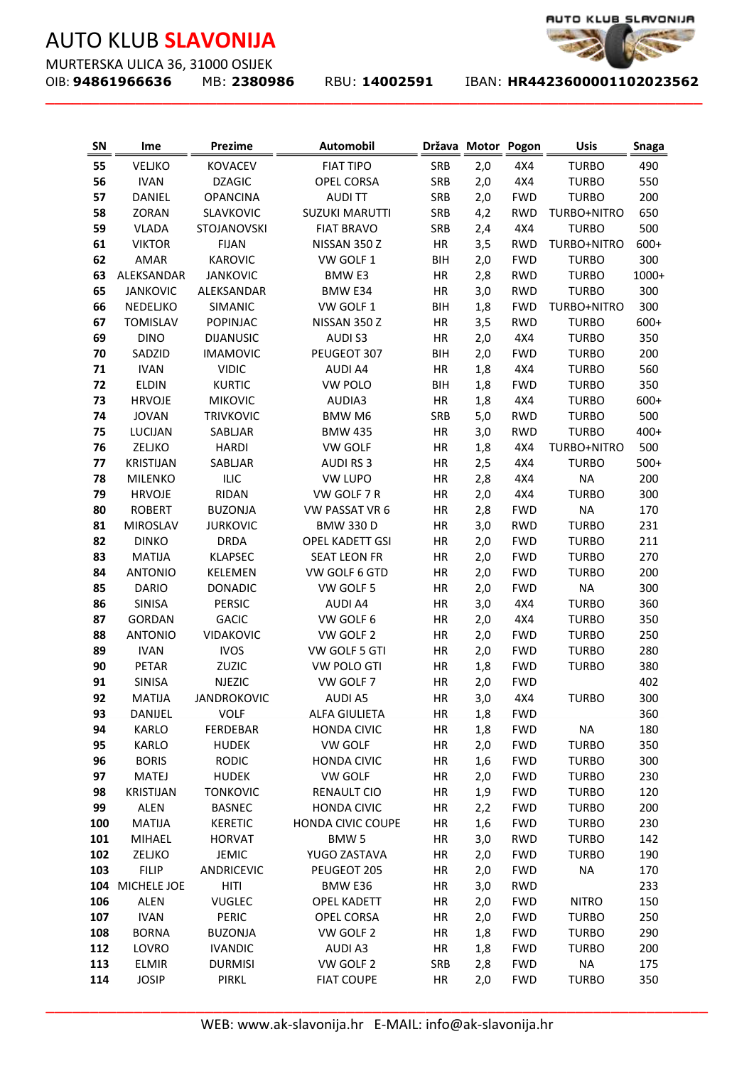# AUTO KLUB **SLAVONIJA**

MURTERSKA ULICA 36, 31000 OSIJEK

OIB: **94861966636** MB: **2380986** RBU: **14002591** IBAN: **HR4423600001102023562**

| SN | Ime | Prezime | Automobil | Država | Motor | Pogon | Usis | Snaga |
|---|---|---|---|---|---|---|---|---|
| **55** | VELJKO | KOVACEV | FIAT TIPO | SRB | 2,0 | 4X4 | TURBO | 490 |
| **56** | IVAN | DZAGIC | OPEL CORSA | SRB | 2,0 | 4X4 | TURBO | 550 |
| **57** | DANIEL | OPANCINA | AUDI TT | SRB | 2,0 | FWD | TURBO | 200 |
| **58** | ZORAN | SLAVKOVIC | SUZUKI MARUTTI | SRB | 4,2 | RWD | TURBO+NITRO | 650 |
| **59** | VLADA | STOJANOVSKI | FIAT BRAVO | SRB | 2,4 | 4X4 | TURBO | 500 |
| **61** | VIKTOR | FIJAN | NISSAN 350 Z | HR | 3,5 | RWD | TURBO+NITRO | 600+ |
| **62** | AMAR | KAROVIC | VW GOLF 1 | BIH | 2,0 | FWD | TURBO | 300 |
| **63** | ALEKSANDAR | JANKOVIC | BMW E3 | HR | 2,8 | RWD | TURBO | 1000+ |
| **65** | JANKOVIC | ALEKSANDAR | BMW E34 | HR | 3,0 | RWD | TURBO | 300 |
| **66** | NEDELJKO | SIMANIC | VW GOLF 1 | BIH | 1,8 | FWD | TURBO+NITRO | 300 |
| **67** | TOMISLAV | POPINJAC | NISSAN 350 Z | HR | 3,5 | RWD | TURBO | 600+ |
| **69** | DINO | DIJANUSIC | AUDI S3 | HR | 2,0 | 4X4 | TURBO | 350 |
| **70** | SADZID | IMAMOVIC | PEUGEOT 307 | BIH | 2,0 | FWD | TURBO | 200 |
| **71** | IVAN | VIDIC | AUDI A4 | HR | 1,8 | 4X4 | TURBO | 560 |
| **72** | ELDIN | KURTIC | VW POLO | BIH | 1,8 | FWD | TURBO | 350 |
| **73** | HRVOJE | MIKOVIC | AUDIA3 | HR | 1,8 | 4X4 | TURBO | 600+ |
| **74** | JOVAN | TRIVKOVIC | BMW M6 | SRB | 5,0 | RWD | TURBO | 500 |
| **75** | LUCIJAN | SABLJAR | BMW 435 | HR | 3,0 | RWD | TURBO | 400+ |
| **76** | ZELJKO | HARDI | VW GOLF | HR | 1,8 | 4X4 | TURBO+NITRO | 500 |
| **77** | KRISTIJAN | SABLJAR | AUDI RS 3 | HR | 2,5 | 4X4 | TURBO | 500+ |
| **78** | MILENKO | ILIC | VW LUPO | HR | 2,8 | 4X4 | NA | 200 |
| **79** | HRVOJE | RIDAN | VW GOLF 7 R | HR | 2,0 | 4X4 | TURBO | 300 |
| **80** | ROBERT | BUZONJA | VW PASSAT VR 6 | HR | 2,8 | FWD | NA | 170 |
| **81** | MIROSLAV | JURKOVIC | BMW 330 D | HR | 3,0 | RWD | TURBO | 231 |
| **82** | DINKO | DRDA | OPEL KADETT GSI | HR | 2,0 | FWD | TURBO | 211 |
| **83** | MATIJA | KLAPSEC | SEAT LEON FR | HR | 2,0 | FWD | TURBO | 270 |
| **84** | ANTONIO | KELEMEN | VW GOLF 6 GTD | HR | 2,0 | FWD | TURBO | 200 |
| **85** | DARIO | DONADIC | VW GOLF 5 | HR | 2,0 | FWD | NA | 300 |
| **86** | SINISA | PERSIC | AUDI A4 | HR | 3,0 | 4X4 | TURBO | 360 |
| **87** | GORDAN | GACIC | VW GOLF 6 | HR | 2,0 | 4X4 | TURBO | 350 |
| **88** | ANTONIO | VIDAKOVIC | VW GOLF 2 | HR | 2,0 | FWD | TURBO | 250 |
| **89** | IVAN | IVOS | VW GOLF 5 GTI | HR | 2,0 | FWD | TURBO | 280 |
| **90** | PETAR | ZUZIC | VW POLO GTI | HR | 1,8 | FWD | TURBO | 380 |
| **91** | SINISA | NJEZIC | VW GOLF 7 | HR | 2,0 | FWD | | 402 |
| **92** | MATIJA | JANDROKOVIC | AUDI A5 | HR | 3,0 | 4X4 | TURBO | 300 |
| **93** | DANIJEL | VOLF | ALFA GIULIETA | HR | 1,8 | FWD | | 360 |
| **94** | KARLO | FERDEBAR | HONDA CIVIC | HR | 1,8 | FWD | NA | 180 |
| **95** | KARLO | HUDEK | VW GOLF | HR | 2,0 | FWD | TURBO | 350 |
| **96** | BORIS | RODIC | HONDA CIVIC | HR | 1,6 | FWD | TURBO | 300 |
| **97** | MATEJ | HUDEK | VW GOLF | HR | 2,0 | FWD | TURBO | 230 |
| **98** | KRISTIJAN | TONKOVIC | RENAULT CIO | HR | 1,9 | FWD | TURBO | 120 |
| **99** | ALEN | BASNEC | HONDA CIVIC | HR | 2,2 | FWD | TURBO | 200 |
| **100** | MATIJA | KERETIC | HONDA CIVIC COUPE | HR | 1,6 | FWD | TURBO | 230 |
| **101** | MIHAEL | HORVAT | BMW 5 | HR | 3,0 | RWD | TURBO | 142 |
| **102** | ZELJKO | JEMIC | YUGO ZASTAVA | HR | 2,0 | FWD | TURBO | 190 |
| **103** | FILIP | ANDRICEVIC | PEUGEOT 205 | HR | 2,0 | FWD | NA | 170 |
| **104** | MICHELE JOE | HITI | BMW E36 | HR | 3,0 | RWD | | 233 |
| **106** | ALEN | VUGLEC | OPEL KADETT | HR | 2,0 | FWD | NITRO | 150 |
| **107** | IVAN | PERIC | OPEL CORSA | HR | 2,0 | FWD | TURBO | 250 |
| **108** | BORNA | BUZONJA | VW GOLF 2 | HR | 1,8 | FWD | TURBO | 290 |
| **112** | LOVRO | IVANDIC | AUDI A3 | HR | 1,8 | FWD | TURBO | 200 |
| **113** | ELMIR | DURMISI | VW GOLF 2 | SRB | 2,8 | FWD | NA | 175 |
| **114** | JOSIP | PIRKL | FIAT COUPE | HR | 2,0 | FWD | TURBO | 350 |

WEB: www.ak-slavonija.hr E-MAIL: info@ak-slavonija.hr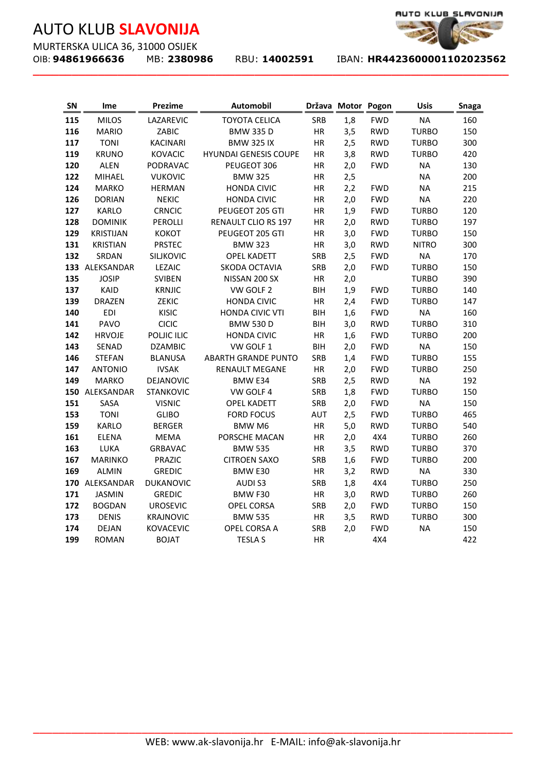# AUTO KLUB **SLAVONIJA**

MURTERSKA ULICA 36, 31000 OSIJEK

OIB: **94861966636** MB: **2380986** RBU: **14002591** IBAN: **HR4423600001102023562**

| SN | Ime | Prezime | Automobil | Država | Motor | Pogon | Usis | Snaga |
|---|---|---|---|---|---|---|---|---|
| **115** | MILOS | LAZAREVIC | TOYOTA CELICA | SRB | 1,8 | FWD | NA | 160 |
| **116** | MARIO | ZABIC | BMW 335 D | HR | 3,5 | RWD | TURBO | 150 |
| **117** | TONI | KACINARI | BMW 325 IX | HR | 2,5 | RWD | TURBO | 300 |
| **119** | KRUNO | KOVACIC | HYUNDAI GENESIS COUPE | HR | 3,8 | RWD | TURBO | 420 |
| **120** | ALEN | PODRAVAC | PEUGEOT 306 | HR | 2,0 | FWD | NA | 130 |
| **122** | MIHAEL | VUKOVIC | BMW 325 | HR | 2,5 | | NA | 200 |
| **124** | MARKO | HERMAN | HONDA CIVIC | HR | 2,2 | FWD | NA | 215 |
| **126** | DORIAN | NEKIC | HONDA CIVIC | HR | 2,0 | FWD | NA | 220 |
| **127** | KARLO | CRNCIC | PEUGEOT 205 GTI | HR | 1,9 | FWD | TURBO | 120 |
| **128** | DOMINIK | PEROLLI | RENAULT CLIO RS 197 | HR | 2,0 | RWD | TURBO | 197 |
| **129** | KRISTIJAN | KOKOT | PEUGEOT 205 GTI | HR | 3,0 | FWD | TURBO | 150 |
| **131** | KRISTIAN | PRSTEC | BMW 323 | HR | 3,0 | RWD | NITRO | 300 |
| **132** | SRDAN | SILJKOVIC | OPEL KADETT | SRB | 2,5 | FWD | NA | 170 |
| **133** | ALEKSANDAR | LEZAIC | SKODA OCTAVIA | SRB | 2,0 | FWD | TURBO | 150 |
| **135** | JOSIP | SVIBEN | NISSAN 200 SX | HR | 2,0 | | TURBO | 390 |
| **137** | KAID | KRNJIC | VW GOLF 2 | BIH | 1,9 | FWD | TURBO | 140 |
| **139** | DRAZEN | ZEKIC | HONDA CIVIC | HR | 2,4 | FWD | TURBO | 147 |
| **140** | EDI | KISIC | HONDA CIVIC VTI | BIH | 1,6 | FWD | NA | 160 |
| **141** | PAVO | CICIC | BMW 530 D | BIH | 3,0 | RWD | TURBO | 310 |
| **142** | HRVOJE | POLJIC ILIC | HONDA CIVIC | HR | 1,6 | FWD | TURBO | 200 |
| **143** | SENAD | DZAMBIC | VW GOLF 1 | BIH | 2,0 | FWD | NA | 150 |
| **146** | STEFAN | BLANUSA | ABARTH GRANDE PUNTO | SRB | 1,4 | FWD | TURBO | 155 |
| **147** | ANTONIO | IVSAK | RENAULT MEGANE | HR | 2,0 | FWD | TURBO | 250 |
| **149** | MARKO | DEJANOVIC | BMW E34 | SRB | 2,5 | RWD | NA | 192 |
| **150** | ALEKSANDAR | STANKOVIC | VW GOLF 4 | SRB | 1,8 | FWD | TURBO | 150 |
| **151** | SASA | VISNIC | OPEL KADETT | SRB | 2,0 | FWD | NA | 150 |
| **153** | TONI | GLIBO | FORD FOCUS | AUT | 2,5 | FWD | TURBO | 465 |
| **159** | KARLO | BERGER | BMW M6 | HR | 5,0 | RWD | TURBO | 540 |
| **161** | ELENA | MEMA | PORSCHE MACAN | HR | 2,0 | 4X4 | TURBO | 260 |
| **163** | LUKA | GRBAVAC | BMW 535 | HR | 3,5 | RWD | TURBO | 370 |
| **167** | MARINKO | PRAZIC | CITROEN SAXO | SRB | 1,6 | FWD | TURBO | 200 |
| **169** | ALMIN | GREDIC | BMW E30 | HR | 3,2 | RWD | NA | 330 |
| **170** | ALEKSANDAR | DUKANOVIC | AUDI S3 | SRB | 1,8 | 4X4 | TURBO | 250 |
| **171** | JASMIN | GREDIC | BMW F30 | HR | 3,0 | RWD | TURBO | 260 |
| **172** | BOGDAN | UROSEVIC | OPEL CORSA | SRB | 2,0 | FWD | TURBO | 150 |
| **173** | DENIS | KRAJNOVIC | BMW 535 | HR | 3,5 | RWD | TURBO | 300 |
| **174** | DEJAN | KOVACEVIC | OPEL CORSA A | SRB | 2,0 | FWD | NA | 150 |
| **199** | ROMAN | BOJAT | TESLA S | HR | | 4X4 | | 422 |

WEB: www.ak-slavonija.hr E-MAIL: info@ak-slavonija.hr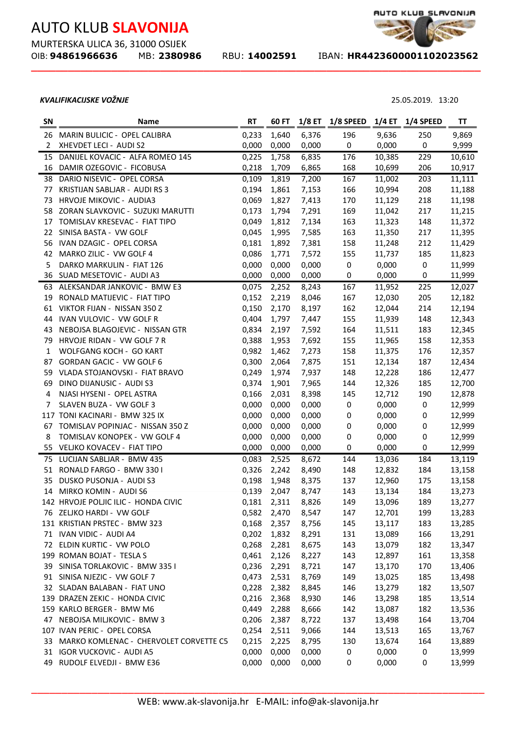# AUTO KLUB **SLAVONIJA**

MURTERSKA ULICA 36, 31000 OSIJEK

OIB: **94861966636** MB: **2380986** RBU: **14002591** IBAN: **HR4423600001102023562**

***KVALIFIKACIJSKE VOŽNJE***

25.05.2019. 13:20

| SN | Name | RT | 60 FT | 1/8 ET | 1/8 SPEED | 1/4 ET | 1/4 SPEED | TT |
|---|---|---|---|---|---|---|---|---|
| 26 | MARIN BULICIC - OPEL CALIBRA | 0,233 | 1,640 | 6,376 | 196 | 9,636 | 250 | 9,869 |
| 2 | XHEVDET LECI - AUDI S2 | 0,000 | 0,000 | 0,000 | 0 | 0,000 | 0 | 9,999 |
| 15 | DANIJEL KOVACIC - ALFA ROMEO 145 | 0,225 | 1,758 | 6,835 | 176 | 10,385 | 229 | 10,610 |
| 16 | DAMIR OZEGOVIC - FICOBUSA | 0,218 | 1,709 | 6,865 | 168 | 10,699 | 206 | 10,917 |
| 38 | DARIO NISEVIC - OPEL CORSA | 0,109 | 1,819 | 7,200 | 167 | 11,002 | 203 | 11,111 |
| 77 | KRISTIJAN SABLJAR - AUDI RS 3 | 0,194 | 1,861 | 7,153 | 166 | 10,994 | 208 | 11,188 |
| 73 | HRVOJE MIKOVIC - AUDIA3 | 0,069 | 1,827 | 7,413 | 170 | 11,129 | 218 | 11,198 |
| 58 | ZORAN SLAVKOVIC - SUZUKI MARUTTI | 0,173 | 1,794 | 7,291 | 169 | 11,042 | 217 | 11,215 |
| 17 | TOMISLAV KRESEVAC - FIAT TIPO | 0,049 | 1,812 | 7,134 | 163 | 11,323 | 148 | 11,372 |
| 22 | SINISA BASTA - VW GOLF | 0,045 | 1,995 | 7,585 | 163 | 11,350 | 217 | 11,395 |
| 56 | IVAN DZAGIC - OPEL CORSA | 0,181 | 1,892 | 7,381 | 158 | 11,248 | 212 | 11,429 |
| 42 | MARKO ZILIC - VW GOLF 4 | 0,086 | 1,771 | 7,572 | 155 | 11,737 | 185 | 11,823 |
| 5 | DARKO MARKULIN - FIAT 126 | 0,000 | 0,000 | 0,000 | 0 | 0,000 | 0 | 11,999 |
| 36 | SUAD MESETOVIC - AUDI A3 | 0,000 | 0,000 | 0,000 | 0 | 0,000 | 0 | 11,999 |
| 63 | ALEKSANDAR JANKOVIC - BMW E3 | 0,075 | 2,252 | 8,243 | 167 | 11,952 | 225 | 12,027 |
| 19 | RONALD MATIJEVIC - FIAT TIPO | 0,152 | 2,219 | 8,046 | 167 | 12,030 | 205 | 12,182 |
| 61 | VIKTOR FIJAN - NISSAN 350 Z | 0,150 | 2,170 | 8,197 | 162 | 12,044 | 214 | 12,194 |
| 44 | IVAN VULOVIC - VW GOLF R | 0,404 | 1,797 | 7,447 | 155 | 11,939 | 148 | 12,343 |
| 43 | NEBOJSA BLAGOJEVIC - NISSAN GTR | 0,834 | 2,197 | 7,592 | 164 | 11,511 | 183 | 12,345 |
| 79 | HRVOJE RIDAN - VW GOLF 7 R | 0,388 | 1,953 | 7,692 | 155 | 11,965 | 158 | 12,353 |
| 1 | WOLFGANG KOCH - GO KART | 0,982 | 1,462 | 7,273 | 158 | 11,375 | 176 | 12,357 |
| 87 | GORDAN GACIC - VW GOLF 6 | 0,300 | 2,064 | 7,875 | 151 | 12,134 | 187 | 12,434 |
| 59 | VLADA STOJANOVSKI - FIAT BRAVO | 0,249 | 1,974 | 7,937 | 148 | 12,228 | 186 | 12,477 |
| 69 | DINO DIJANUSIC - AUDI S3 | 0,374 | 1,901 | 7,965 | 144 | 12,326 | 185 | 12,700 |
| 4 | NJASI HYSENI - OPEL ASTRA | 0,166 | 2,031 | 8,398 | 145 | 12,712 | 190 | 12,878 |
| 7 | SLAVEN BUZA - VW GOLF 3 | 0,000 | 0,000 | 0,000 | 0 | 0,000 | 0 | 12,999 |
| 117 | TONI KACINARI - BMW 325 IX | 0,000 | 0,000 | 0,000 | 0 | 0,000 | 0 | 12,999 |
| 67 | TOMISLAV POPINJAC - NISSAN 350 Z | 0,000 | 0,000 | 0,000 | 0 | 0,000 | 0 | 12,999 |
| 8 | TOMISLAV KONOPEK - VW GOLF 4 | 0,000 | 0,000 | 0,000 | 0 | 0,000 | 0 | 12,999 |
| 55 | VELJKO KOVACEV - FIAT TIPO | 0,000 | 0,000 | 0,000 | 0 | 0,000 | 0 | 12,999 |
| 75 | LUCIJAN SABLJAR - BMW 435 | 0,083 | 2,525 | 8,672 | 144 | 13,036 | 184 | 13,119 |
| 51 | RONALD FARGO - BMW 330 I | 0,326 | 2,242 | 8,490 | 148 | 12,832 | 184 | 13,158 |
| 35 | DUSKO PUSONJA - AUDI S3 | 0,198 | 1,948 | 8,375 | 137 | 12,960 | 175 | 13,158 |
| 14 | MIRKO KOMIN - AUDI S6 | 0,139 | 2,047 | 8,747 | 143 | 13,134 | 184 | 13,273 |
| 142 | HRVOJE POLJIC ILIC - HONDA CIVIC | 0,181 | 2,311 | 8,826 | 149 | 13,096 | 189 | 13,277 |
| 76 | ZELJKO HARDI - VW GOLF | 0,582 | 2,470 | 8,547 | 147 | 12,701 | 199 | 13,283 |
| 131 | KRISTIAN PRSTEC - BMW 323 | 0,168 | 2,357 | 8,756 | 145 | 13,117 | 183 | 13,285 |
| 71 | IVAN VIDIC - AUDI A4 | 0,202 | 1,832 | 8,291 | 131 | 13,089 | 166 | 13,291 |
| 72 | ELDIN KURTIC - VW POLO | 0,268 | 2,281 | 8,675 | 143 | 13,079 | 182 | 13,347 |
| 199 | ROMAN BOJAT - TESLA S | 0,461 | 2,126 | 8,227 | 143 | 12,897 | 161 | 13,358 |
| 39 | SINISA TORLAKOVIC - BMW 335 I | 0,236 | 2,291 | 8,721 | 147 | 13,170 | 170 | 13,406 |
| 91 | SINISA NJEZIC - VW GOLF 7 | 0,473 | 2,531 | 8,769 | 149 | 13,025 | 185 | 13,498 |
| 32 | SLADAN BALABAN - FIAT UNO | 0,228 | 2,382 | 8,845 | 146 | 13,279 | 182 | 13,507 |
| 139 | DRAZEN ZEKIC - HONDA CIVIC | 0,216 | 2,368 | 8,930 | 146 | 13,298 | 185 | 13,514 |
| 159 | KARLO BERGER - BMW M6 | 0,449 | 2,288 | 8,666 | 142 | 13,087 | 182 | 13,536 |
| 47 | NEBOJSA MILJKOVIC - BMW 3 | 0,206 | 2,387 | 8,722 | 137 | 13,498 | 164 | 13,704 |
| 107 | IVAN PERIC - OPEL CORSA | 0,254 | 2,511 | 9,066 | 144 | 13,513 | 165 | 13,767 |
| 33 | MARKO KOMLENAC - CHERVOLET CORVETTE C5 | 0,215 | 2,225 | 8,795 | 130 | 13,674 | 164 | 13,889 |
| 31 | IGOR VUCKOVIC - AUDI A5 | 0,000 | 0,000 | 0,000 | 0 | 0,000 | 0 | 13,999 |
| 49 | RUDOLF ELVEDJI - BMW E36 | 0,000 | 0,000 | 0,000 | 0 | 0,000 | 0 | 13,999 |

WEB: www.ak-slavonija.hr E-MAIL: info@ak-slavonija.hr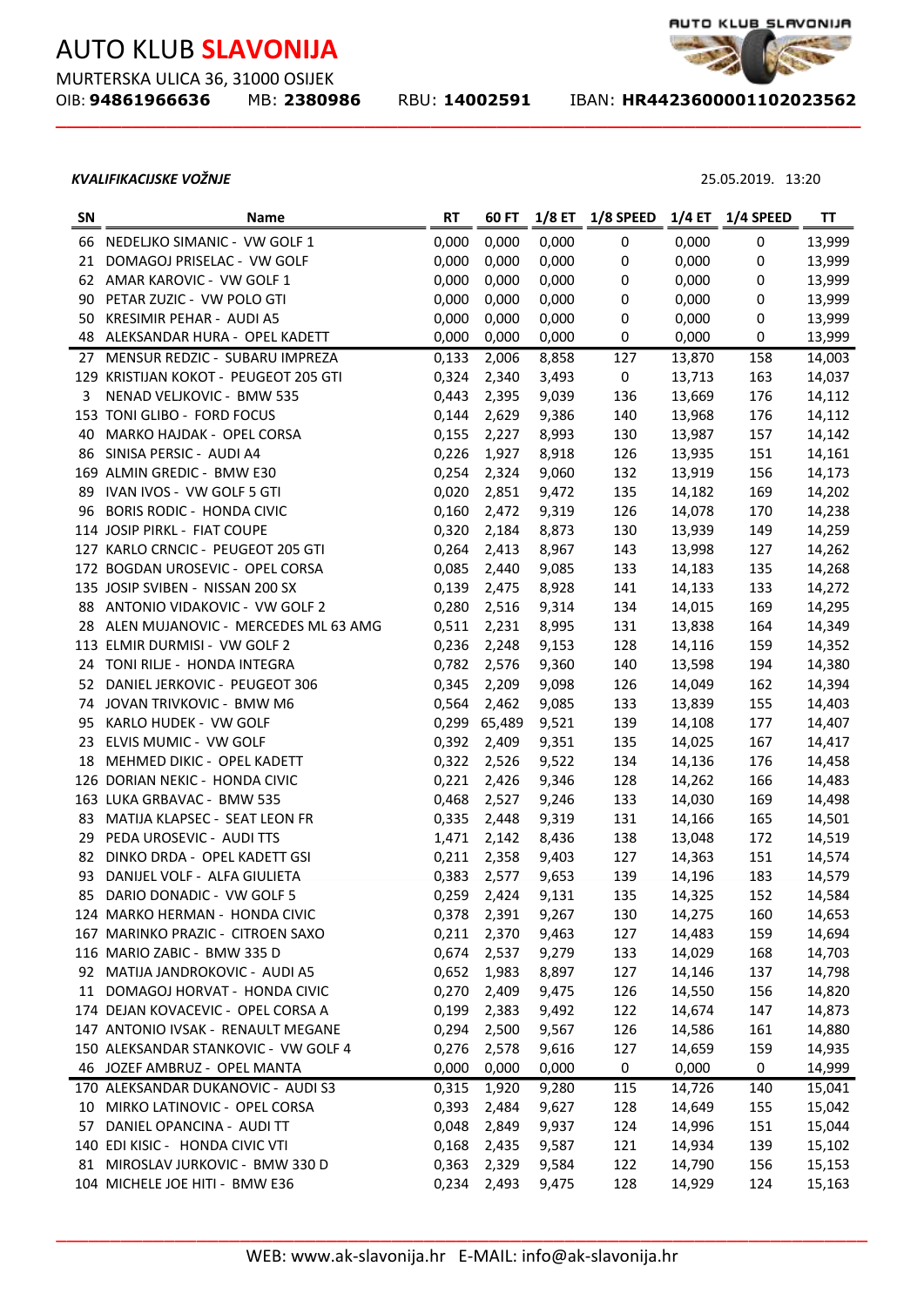# AUTO KLUB **SLAVONIJA**

MURTERSKA ULICA 36, 31000 OSIJEK

OIB: **94861966636** MB: **2380986** RBU: **14002591** IBAN: **HR4423600001102023562**

***KVALIFIKACIJSKE VOŽNJE***

25.05.2019. 13:20

| SN | Name | RT | 60 FT | 1/8 ET | 1/8 SPEED | 1/4 ET | 1/4 SPEED | TT |
|---|---|---|---|---|---|---|---|---|
| 66 | NEDELJKO SIMANIC - VW GOLF 1 | 0,000 | 0,000 | 0,000 | 0 | 0,000 | 0 | 13,999 |
| 21 | DOMAGOJ PRISELAC - VW GOLF | 0,000 | 0,000 | 0,000 | 0 | 0,000 | 0 | 13,999 |
| 62 | AMAR KAROVIC - VW GOLF 1 | 0,000 | 0,000 | 0,000 | 0 | 0,000 | 0 | 13,999 |
| 90 | PETAR ZUZIC - VW POLO GTI | 0,000 | 0,000 | 0,000 | 0 | 0,000 | 0 | 13,999 |
| 50 | KRESIMIR PEHAR - AUDI A5 | 0,000 | 0,000 | 0,000 | 0 | 0,000 | 0 | 13,999 |
| 48 | ALEKSANDAR HURA - OPEL KADETT | 0,000 | 0,000 | 0,000 | 0 | 0,000 | 0 | 13,999 |
| 27 | MENSUR REDZIC - SUBARU IMPREZA | 0,133 | 2,006 | 8,858 | 127 | 13,870 | 158 | 14,003 |
| 129 | KRISTIJAN KOKOT - PEUGEOT 205 GTI | 0,324 | 2,340 | 3,493 | 0 | 13,713 | 163 | 14,037 |
| 3 | NENAD VELJKOVIC - BMW 535 | 0,443 | 2,395 | 9,039 | 136 | 13,669 | 176 | 14,112 |
| 153 | TONI GLIBO - FORD FOCUS | 0,144 | 2,629 | 9,386 | 140 | 13,968 | 176 | 14,112 |
| 40 | MARKO HAJDAK - OPEL CORSA | 0,155 | 2,227 | 8,993 | 130 | 13,987 | 157 | 14,142 |
| 86 | SINISA PERSIC - AUDI A4 | 0,226 | 1,927 | 8,918 | 126 | 13,935 | 151 | 14,161 |
| 169 | ALMIN GREDIC - BMW E30 | 0,254 | 2,324 | 9,060 | 132 | 13,919 | 156 | 14,173 |
| 89 | IVAN IVOS - VW GOLF 5 GTI | 0,020 | 2,851 | 9,472 | 135 | 14,182 | 169 | 14,202 |
| 96 | BORIS RODIC - HONDA CIVIC | 0,160 | 2,472 | 9,319 | 126 | 14,078 | 170 | 14,238 |
| 114 | JOSIP PIRKL - FIAT COUPE | 0,320 | 2,184 | 8,873 | 130 | 13,939 | 149 | 14,259 |
| 127 | KARLO CRNCIC - PEUGEOT 205 GTI | 0,264 | 2,413 | 8,967 | 143 | 13,998 | 127 | 14,262 |
| 172 | BOGDAN UROSEVIC - OPEL CORSA | 0,085 | 2,440 | 9,085 | 133 | 14,183 | 135 | 14,268 |
| 135 | JOSIP SVIBEN - NISSAN 200 SX | 0,139 | 2,475 | 8,928 | 141 | 14,133 | 133 | 14,272 |
| 88 | ANTONIO VIDAKOVIC - VW GOLF 2 | 0,280 | 2,516 | 9,314 | 134 | 14,015 | 169 | 14,295 |
| 28 | ALEN MUJANOVIC - MERCEDES ML 63 AMG | 0,511 | 2,231 | 8,995 | 131 | 13,838 | 164 | 14,349 |
| 113 | ELMIR DURMISI - VW GOLF 2 | 0,236 | 2,248 | 9,153 | 128 | 14,116 | 159 | 14,352 |
| 24 | TONI RILJE - HONDA INTEGRA | 0,782 | 2,576 | 9,360 | 140 | 13,598 | 194 | 14,380 |
| 52 | DANIEL JERKOVIC - PEUGEOT 306 | 0,345 | 2,209 | 9,098 | 126 | 14,049 | 162 | 14,394 |
| 74 | JOVAN TRIVKOVIC - BMW M6 | 0,564 | 2,462 | 9,085 | 133 | 13,839 | 155 | 14,403 |
| 95 | KARLO HUDEK - VW GOLF | 0,299 | 65,489 | 9,521 | 139 | 14,108 | 177 | 14,407 |
| 23 | ELVIS MUMIC - VW GOLF | 0,392 | 2,409 | 9,351 | 135 | 14,025 | 167 | 14,417 |
| 18 | MEHMED DIKIC - OPEL KADETT | 0,322 | 2,526 | 9,522 | 134 | 14,136 | 176 | 14,458 |
| 126 | DORIAN NEKIC - HONDA CIVIC | 0,221 | 2,426 | 9,346 | 128 | 14,262 | 166 | 14,483 |
| 163 | LUKA GRBAVAC - BMW 535 | 0,468 | 2,527 | 9,246 | 133 | 14,030 | 169 | 14,498 |
| 83 | MATIJA KLAPSEC - SEAT LEON FR | 0,335 | 2,448 | 9,319 | 131 | 14,166 | 165 | 14,501 |
| 29 | PEDA UROSEVIC - AUDI TTS | 1,471 | 2,142 | 8,436 | 138 | 13,048 | 172 | 14,519 |
| 82 | DINKO DRDA - OPEL KADETT GSI | 0,211 | 2,358 | 9,403 | 127 | 14,363 | 151 | 14,574 |
| 93 | DANIJEL VOLF - ALFA GIULIETA | 0,383 | 2,577 | 9,653 | 139 | 14,196 | 183 | 14,579 |
| 85 | DARIO DONADIC - VW GOLF 5 | 0,259 | 2,424 | 9,131 | 135 | 14,325 | 152 | 14,584 |
| 124 | MARKO HERMAN - HONDA CIVIC | 0,378 | 2,391 | 9,267 | 130 | 14,275 | 160 | 14,653 |
| 167 | MARINKO PRAZIC - CITROEN SAXO | 0,211 | 2,370 | 9,463 | 127 | 14,483 | 159 | 14,694 |
| 116 | MARIO ZABIC - BMW 335 D | 0,674 | 2,537 | 9,279 | 133 | 14,029 | 168 | 14,703 |
| 92 | MATIJA JANDROKOVIC - AUDI A5 | 0,652 | 1,983 | 8,897 | 127 | 14,146 | 137 | 14,798 |
| 11 | DOMAGOJ HORVAT - HONDA CIVIC | 0,270 | 2,409 | 9,475 | 126 | 14,550 | 156 | 14,820 |
| 174 | DEJAN KOVACEVIC - OPEL CORSA A | 0,199 | 2,383 | 9,492 | 122 | 14,674 | 147 | 14,873 |
| 147 | ANTONIO IVSAK - RENAULT MEGANE | 0,294 | 2,500 | 9,567 | 126 | 14,586 | 161 | 14,880 |
| 150 | ALEKSANDAR STANKOVIC - VW GOLF 4 | 0,276 | 2,578 | 9,616 | 127 | 14,659 | 159 | 14,935 |
| 46 | JOZEF AMBRUZ - OPEL MANTA | 0,000 | 0,000 | 0,000 | 0 | 0,000 | 0 | 14,999 |
| 170 | ALEKSANDAR DUKANOVIC - AUDI S3 | 0,315 | 1,920 | 9,280 | 115 | 14,726 | 140 | 15,041 |
| 10 | MIRKO LATINOVIC - OPEL CORSA | 0,393 | 2,484 | 9,627 | 128 | 14,649 | 155 | 15,042 |
| 57 | DANIEL OPANCINA - AUDI TT | 0,048 | 2,849 | 9,937 | 124 | 14,996 | 151 | 15,044 |
| 140 | EDI KISIC - HONDA CIVIC VTI | 0,168 | 2,435 | 9,587 | 121 | 14,934 | 139 | 15,102 |
| 81 | MIROSLAV JURKOVIC - BMW 330 D | 0,363 | 2,329 | 9,584 | 122 | 14,790 | 156 | 15,153 |
| 104 | MICHELE JOE HITI - BMW E36 | 0,234 | 2,493 | 9,475 | 128 | 14,929 | 124 | 15,163 |

WEB: www.ak-slavonija.hr E-MAIL: info@ak-slavonija.hr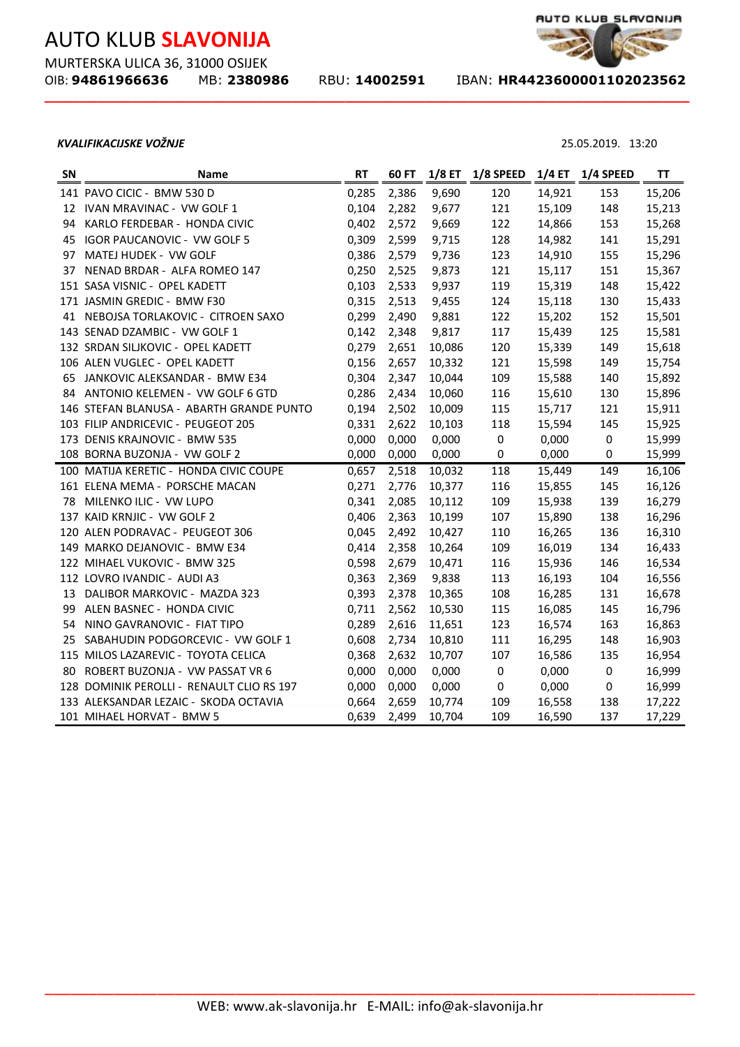AUTO KLUB **SLAVONIJA**

MURTERSKA ULICA 36, 31000 OSIJEK

OIB: **94861966636** MB: **2380986** RBU: **14002591** IBAN: **HR4423600001102023562**

***KVALIFIKACIJSKE VOŽNJE***

25.05.2019. 13:20

| SN | Name | RT | 60 FT | 1/8 ET | 1/8 SPEED | 1/4 ET | 1/4 SPEED | TT |
|---|---|---|---|---|---|---|---|---|
| 141 | PAVO CICIC - BMW 530 D | 0,285 | 2,386 | 9,690 | 120 | 14,921 | 153 | 15,206 |
| 12 | IVAN MRAVINAC - VW GOLF 1 | 0,104 | 2,282 | 9,677 | 121 | 15,109 | 148 | 15,213 |
| 94 | KARLO FERDEBAR - HONDA CIVIC | 0,402 | 2,572 | 9,669 | 122 | 14,866 | 153 | 15,268 |
| 45 | IGOR PAUCANOVIC - VW GOLF 5 | 0,309 | 2,599 | 9,715 | 128 | 14,982 | 141 | 15,291 |
| 97 | MATEJ HUDEK - VW GOLF | 0,386 | 2,579 | 9,736 | 123 | 14,910 | 155 | 15,296 |
| 37 | NENAD BRDAR - ALFA ROMEO 147 | 0,250 | 2,525 | 9,873 | 121 | 15,117 | 151 | 15,367 |
| 151 | SASA VISNIC - OPEL KADETT | 0,103 | 2,533 | 9,937 | 119 | 15,319 | 148 | 15,422 |
| 171 | JASMIN GREDIC - BMW F30 | 0,315 | 2,513 | 9,455 | 124 | 15,118 | 130 | 15,433 |
| 41 | NEBOJSA TORLAKOVIC - CITROEN SAXO | 0,299 | 2,490 | 9,881 | 122 | 15,202 | 152 | 15,501 |
| 143 | SENAD DZAMBIC - VW GOLF 1 | 0,142 | 2,348 | 9,817 | 117 | 15,439 | 125 | 15,581 |
| 132 | SRDAN SILJKOVIC - OPEL KADETT | 0,279 | 2,651 | 10,086 | 120 | 15,339 | 149 | 15,618 |
| 106 | ALEN VUGLEC - OPEL KADETT | 0,156 | 2,657 | 10,332 | 121 | 15,598 | 149 | 15,754 |
| 65 | JANKOVIC ALEKSANDAR - BMW E34 | 0,304 | 2,347 | 10,044 | 109 | 15,588 | 140 | 15,892 |
| 84 | ANTONIO KELEMEN - VW GOLF 6 GTD | 0,286 | 2,434 | 10,060 | 116 | 15,610 | 130 | 15,896 |
| 146 | STEFAN BLANUSA - ABARTH GRANDE PUNTO | 0,194 | 2,502 | 10,009 | 115 | 15,717 | 121 | 15,911 |
| 103 | FILIP ANDRICEVIC - PEUGEOT 205 | 0,331 | 2,622 | 10,103 | 118 | 15,594 | 145 | 15,925 |
| 173 | DENIS KRAJNOVIC - BMW 535 | 0,000 | 0,000 | 0,000 | 0 | 0,000 | 0 | 15,999 |
| 108 | BORNA BUZONJA - VW GOLF 2 | 0,000 | 0,000 | 0,000 | 0 | 0,000 | 0 | 15,999 |
| 100 | MATIJA KERETIC - HONDA CIVIC COUPE | 0,657 | 2,518 | 10,032 | 118 | 15,449 | 149 | 16,106 |
| 161 | ELENA MEMA - PORSCHE MACAN | 0,271 | 2,776 | 10,377 | 116 | 15,855 | 145 | 16,126 |
| 78 | MILENKO ILIC - VW LUPO | 0,341 | 2,085 | 10,112 | 109 | 15,938 | 139 | 16,279 |
| 137 | KAID KRNJIC - VW GOLF 2 | 0,406 | 2,363 | 10,199 | 107 | 15,890 | 138 | 16,296 |
| 120 | ALEN PODRAVAC - PEUGEOT 306 | 0,045 | 2,492 | 10,427 | 110 | 16,265 | 136 | 16,310 |
| 149 | MARKO DEJANOVIC - BMW E34 | 0,414 | 2,358 | 10,264 | 109 | 16,019 | 134 | 16,433 |
| 122 | MIHAEL VUKOVIC - BMW 325 | 0,598 | 2,679 | 10,471 | 116 | 15,936 | 146 | 16,534 |
| 112 | LOVRO IVANDIC - AUDI A3 | 0,363 | 2,369 | 9,838 | 113 | 16,193 | 104 | 16,556 |
| 13 | DALIBOR MARKOVIC - MAZDA 323 | 0,393 | 2,378 | 10,365 | 108 | 16,285 | 131 | 16,678 |
| 99 | ALEN BASNEC - HONDA CIVIC | 0,711 | 2,562 | 10,530 | 115 | 16,085 | 145 | 16,796 |
| 54 | NINO GAVRANOVIC - FIAT TIPO | 0,289 | 2,616 | 11,651 | 123 | 16,574 | 163 | 16,863 |
| 25 | SABAHUDIN PODGORCEVIC - VW GOLF 1 | 0,608 | 2,734 | 10,810 | 111 | 16,295 | 148 | 16,903 |
| 115 | MILOS LAZAREVIC - TOYOTA CELICA | 0,368 | 2,632 | 10,707 | 107 | 16,586 | 135 | 16,954 |
| 80 | ROBERT BUZONJA - VW PASSAT VR 6 | 0,000 | 0,000 | 0,000 | 0 | 0,000 | 0 | 16,999 |
| 128 | DOMINIK PEROLLI - RENAULT CLIO RS 197 | 0,000 | 0,000 | 0,000 | 0 | 0,000 | 0 | 16,999 |
| 133 | ALEKSANDAR LEZAIC - SKODA OCTAVIA | 0,664 | 2,659 | 10,774 | 109 | 16,558 | 138 | 17,222 |
| 101 | MIHAEL HORVAT - BMW 5 | 0,639 | 2,499 | 10,704 | 109 | 16,590 | 137 | 17,229 |

WEB: www.ak-slavonija.hr E-MAIL: info@ak-slavonija.hr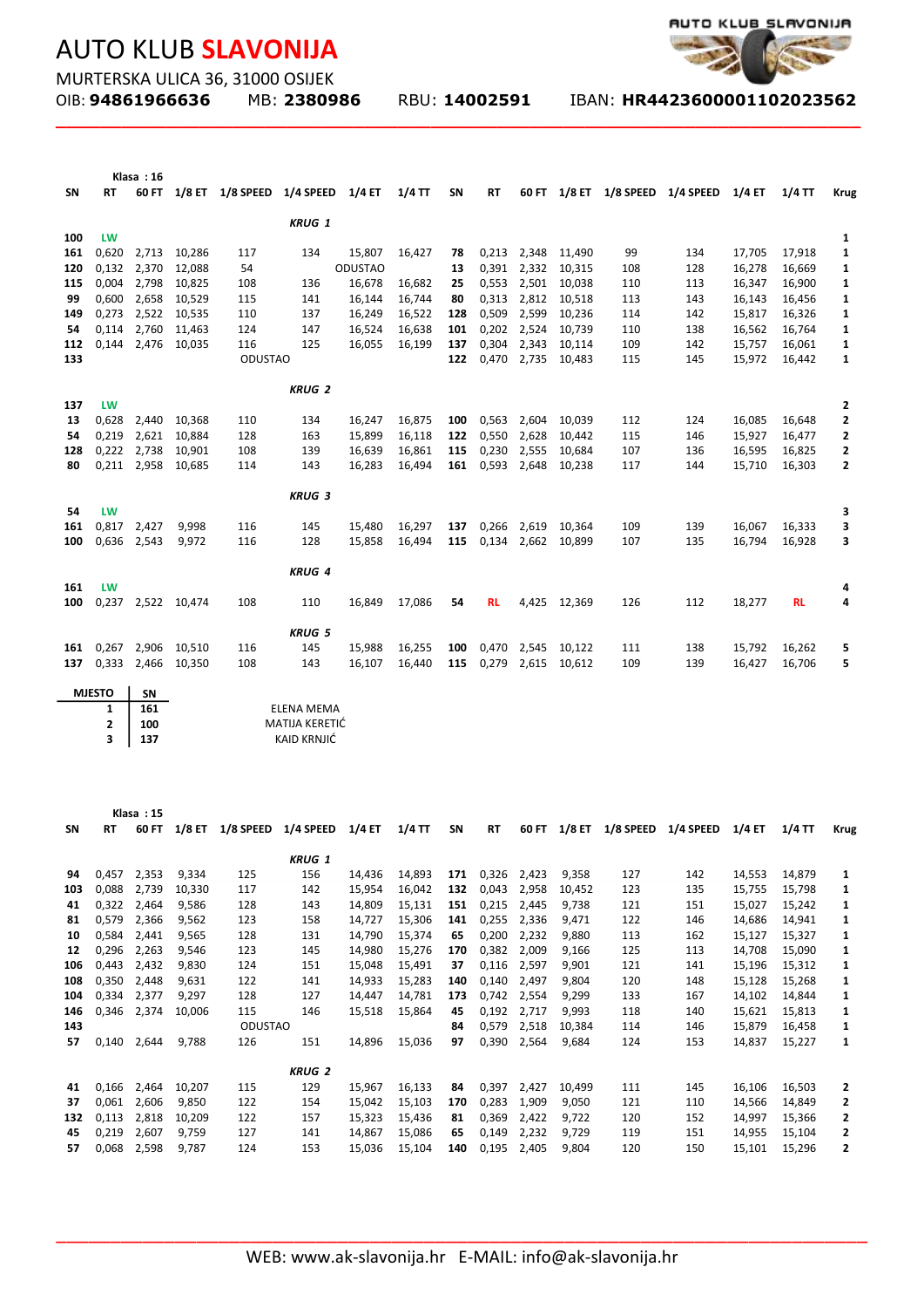# AUTO KLUB **SLAVONIJA**

MURTERSKA ULICA 36, 31000 OSIJEK

OIB: **94861966636** MB: **2380986** RBU: **14002591** IBAN: **HR4423600001102023562**

**Klasa : 16**

| SN | RT | 60 FT | 1/8 ET | 1/8 SPEED | 1/4 SPEED | 1/4 ET | 1/4 TT | SN | RT | 60 FT | 1/8 ET | 1/8 SPEED | 1/4 SPEED | 1/4 ET | 1/4 TT | Krug |
|---|---|---|---|---|---|---|---|---|---|---|---|---|---|---|---|---|
| | | | | | **KRUG 1** | | | | | | | | | | | |
| **100** | LW | | | | | | | | | | | | | | | **1** |
| **161** | 0,620 | 2,713 | 10,286 | 117 | 134 | 15,807 | 16,427 | **78** | 0,213 | 2,348 | 11,490 | 99 | 134 | 17,705 | 17,918 | **1** |
| **120** | 0,132 | 2,370 | 12,088 | 54 | | ODUSTAO | | **13** | 0,391 | 2,332 | 10,315 | 108 | 128 | 16,278 | 16,669 | **1** |
| **115** | 0,004 | 2,798 | 10,825 | 108 | 136 | 16,678 | 16,682 | **25** | 0,553 | 2,501 | 10,038 | 110 | 113 | 16,347 | 16,900 | **1** |
| **99** | 0,600 | 2,658 | 10,529 | 115 | 141 | 16,144 | 16,744 | **80** | 0,313 | 2,812 | 10,518 | 113 | 143 | 16,143 | 16,456 | **1** |
| **149** | 0,273 | 2,522 | 10,535 | 110 | 137 | 16,249 | 16,522 | **128** | 0,509 | 2,599 | 10,236 | 114 | 142 | 15,817 | 16,326 | **1** |
| **54** | 0,114 | 2,760 | 11,463 | 124 | 147 | 16,524 | 16,638 | **101** | 0,202 | 2,524 | 10,739 | 110 | 138 | 16,562 | 16,764 | **1** |
| **112** | 0,144 | 2,476 | 10,035 | 116 | 125 | 16,055 | 16,199 | **137** | 0,304 | 2,343 | 10,114 | 109 | 142 | 15,757 | 16,061 | **1** |
| **133** | | | | ODUSTAO | | | | **122** | 0,470 | 2,735 | 10,483 | 115 | 145 | 15,972 | 16,442 | **1** |
| | | | | | **KRUG 2** | | | | | | | | | | | |
| **137** | LW | | | | | | | | | | | | | | | **2** |
| **13** | 0,628 | 2,440 | 10,368 | 110 | 134 | 16,247 | 16,875 | **100** | 0,563 | 2,604 | 10,039 | 112 | 124 | 16,085 | 16,648 | **2** |
| **54** | 0,219 | 2,621 | 10,884 | 128 | 163 | 15,899 | 16,118 | **122** | 0,550 | 2,628 | 10,442 | 115 | 146 | 15,927 | 16,477 | **2** |
| **128** | 0,222 | 2,738 | 10,901 | 108 | 139 | 16,639 | 16,861 | **115** | 0,230 | 2,555 | 10,684 | 107 | 136 | 16,595 | 16,825 | **2** |
| **80** | 0,211 | 2,958 | 10,685 | 114 | 143 | 16,283 | 16,494 | **161** | 0,593 | 2,648 | 10,238 | 117 | 144 | 15,710 | 16,303 | **2** |
| | | | | | **KRUG 3** | | | | | | | | | | | |
| **54** | LW | | | | | | | | | | | | | | | **3** |
| **161** | 0,817 | 2,427 | 9,998 | 116 | 145 | 15,480 | 16,297 | **137** | 0,266 | 2,619 | 10,364 | 109 | 139 | 16,067 | 16,333 | **3** |
| **100** | 0,636 | 2,543 | 9,972 | 116 | 128 | 15,858 | 16,494 | **115** | 0,134 | 2,662 | 10,899 | 107 | 135 | 16,794 | 16,928 | **3** |
| | | | | | **KRUG 4** | | | | | | | | | | | |
| **161** | LW | | | | | | | | | | | | | | | **4** |
| **100** | 0,237 | 2,522 | 10,474 | 108 | 110 | 16,849 | 17,086 | **54** | RL | 4,425 | 12,369 | 126 | 112 | 18,277 | RL | **4** |
| | | | | | **KRUG 5** | | | | | | | | | | | |
| **161** | 0,267 | 2,906 | 10,510 | 116 | 145 | 15,988 | 16,255 | **100** | 0,470 | 2,545 | 10,122 | 111 | 138 | 15,792 | 16,262 | **5** |
| **137** | 0,333 | 2,466 | 10,350 | 108 | 143 | 16,107 | 16,440 | **115** | 0,279 | 2,615 | 10,612 | 109 | 139 | 16,427 | 16,706 | **5** |

| MJESTO | SN | |
|---|---|---|
| 1 | 161 | ELENA MEMA |
| 2 | 100 | MATIJA KERETIĆ |
| 3 | 137 | KAID KRNJIĆ |

**Klasa : 15**

| SN | RT | 60 FT | 1/8 ET | 1/8 SPEED | 1/4 SPEED | 1/4 ET | 1/4 TT | SN | RT | 60 FT | 1/8 ET | 1/8 SPEED | 1/4 SPEED | 1/4 ET | 1/4 TT | Krug |
|---|---|---|---|---|---|---|---|---|---|---|---|---|---|---|---|---|
| | | | | | **KRUG 1** | | | | | | | | | | | |
| **94** | 0,457 | 2,353 | 9,334 | 125 | 156 | 14,436 | 14,893 | **171** | 0,326 | 2,423 | 9,358 | 127 | 142 | 14,553 | 14,879 | **1** |
| **103** | 0,088 | 2,739 | 10,330 | 117 | 142 | 15,954 | 16,042 | **132** | 0,043 | 2,958 | 10,452 | 123 | 135 | 15,755 | 15,798 | **1** |
| **41** | 0,322 | 2,464 | 9,586 | 128 | 143 | 14,809 | 15,131 | **151** | 0,215 | 2,445 | 9,738 | 121 | 151 | 15,027 | 15,242 | **1** |
| **81** | 0,579 | 2,366 | 9,562 | 123 | 158 | 14,727 | 15,306 | **141** | 0,255 | 2,336 | 9,471 | 122 | 146 | 14,686 | 14,941 | **1** |
| **10** | 0,584 | 2,441 | 9,565 | 128 | 131 | 14,790 | 15,374 | **65** | 0,200 | 2,232 | 9,880 | 113 | 162 | 15,127 | 15,327 | **1** |
| **12** | 0,296 | 2,263 | 9,546 | 123 | 145 | 14,980 | 15,276 | **170** | 0,382 | 2,009 | 9,166 | 125 | 113 | 14,708 | 15,090 | **1** |
| **106** | 0,443 | 2,432 | 9,830 | 124 | 151 | 15,048 | 15,491 | **37** | 0,116 | 2,597 | 9,901 | 121 | 141 | 15,196 | 15,312 | **1** |
| **108** | 0,350 | 2,448 | 9,631 | 122 | 141 | 14,933 | 15,283 | **140** | 0,140 | 2,497 | 9,804 | 120 | 148 | 15,128 | 15,268 | **1** |
| **104** | 0,334 | 2,377 | 9,297 | 128 | 127 | 14,447 | 14,781 | **173** | 0,742 | 2,554 | 9,299 | 133 | 167 | 14,102 | 14,844 | **1** |
| **146** | 0,346 | 2,374 | 10,006 | 115 | 146 | 15,518 | 15,864 | **45** | 0,192 | 2,717 | 9,993 | 118 | 140 | 15,621 | 15,813 | **1** |
| **143** | | | | ODUSTAO | | | | **84** | 0,579 | 2,518 | 10,384 | 114 | 146 | 15,879 | 16,458 | **1** |
| **57** | 0,140 | 2,644 | 9,788 | 126 | 151 | 14,896 | 15,036 | **97** | 0,390 | 2,564 | 9,684 | 124 | 153 | 14,837 | 15,227 | **1** |
| | | | | | **KRUG 2** | | | | | | | | | | | |
| **41** | 0,166 | 2,464 | 10,207 | 115 | 129 | 15,967 | 16,133 | **84** | 0,397 | 2,427 | 10,499 | 111 | 145 | 16,106 | 16,503 | **2** |
| **37** | 0,061 | 2,606 | 9,850 | 122 | 154 | 15,042 | 15,103 | **170** | 0,283 | 1,909 | 9,050 | 121 | 110 | 14,566 | 14,849 | **2** |
| **132** | 0,113 | 2,818 | 10,209 | 122 | 157 | 15,323 | 15,436 | **81** | 0,369 | 2,422 | 9,722 | 120 | 152 | 14,997 | 15,366 | **2** |
| **45** | 0,219 | 2,607 | 9,759 | 127 | 141 | 14,867 | 15,086 | **65** | 0,149 | 2,232 | 9,729 | 119 | 151 | 14,955 | 15,104 | **2** |
| **57** | 0,068 | 2,598 | 9,787 | 124 | 153 | 15,036 | 15,104 | **140** | 0,195 | 2,405 | 9,804 | 120 | 150 | 15,101 | 15,296 | **2** |

WEB: www.ak-slavonija.hr E-MAIL: info@ak-slavonija.hr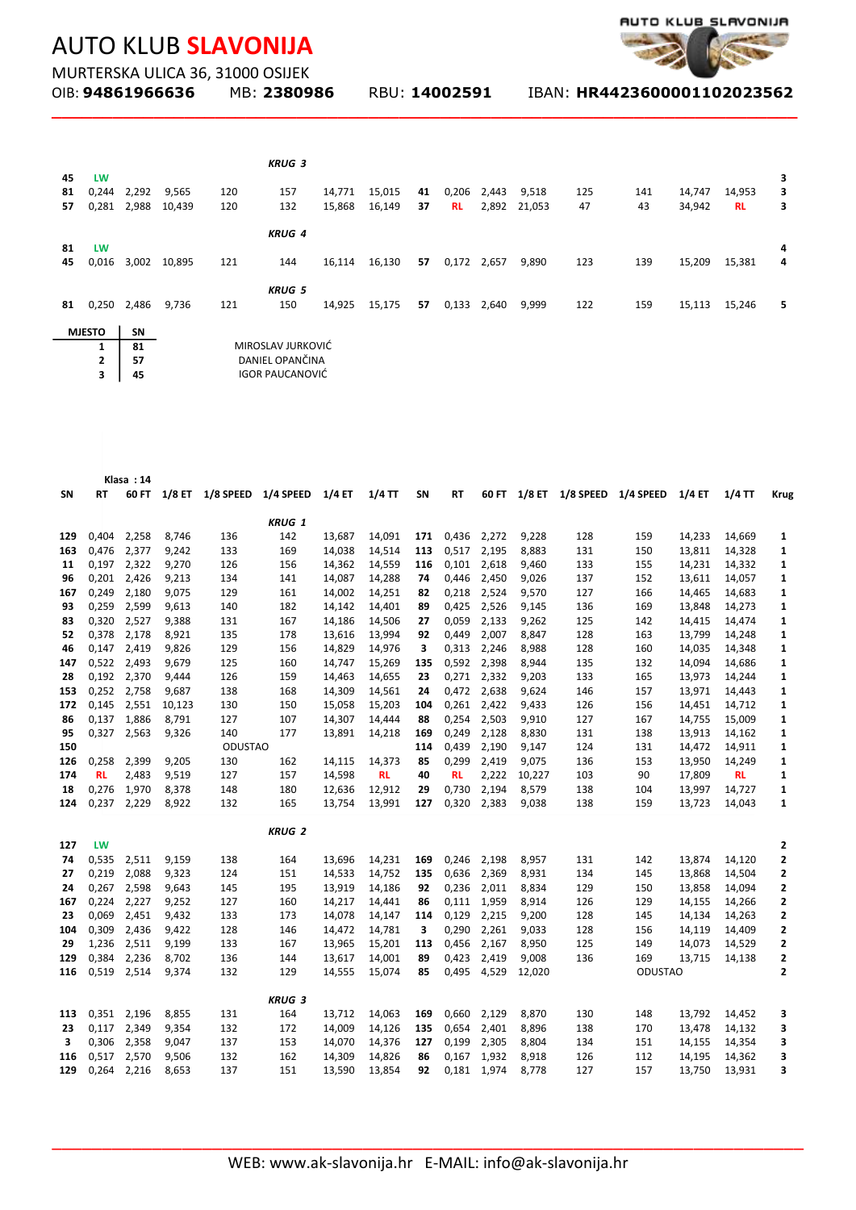# AUTO KLUB **SLAVONIJA**

MURTERSKA ULICA 36, 31000 OSIJEK

OIB: **94861966636** MB: **2380986** RBU: **14002591** IBAN: **HR4423600001102023562**

| SN | RT | 60 FT | 1/8 ET | 1/8 SPEED | 1/4 SPEED | 1/4 ET | 1/4 TT | SN | RT | 60 FT | 1/8 ET | 1/8 SPEED | 1/4 SPEED | 1/4 ET | 1/4 TT | Krug |
|---|---|---|---|---|---|---|---|---|---|---|---|---|---|---|---|---|
| | | | | | *KRUG 3* | | | | | | | | | | | |
| **45** | LW | | | | | | | | | | | | | | | **3** |
| **81** | 0,244 | 2,292 | 9,565 | 120 | 157 | 14,771 | 15,015 | **41** | 0,206 | 2,443 | 9,518 | 125 | 141 | 14,747 | 14,953 | **3** |
| **57** | 0,281 | 2,988 | 10,439 | 120 | 132 | 15,868 | 16,149 | **37** | RL | 2,892 | 21,053 | 47 | 43 | 34,942 | RL | **3** |
| | | | | | *KRUG 4* | | | | | | | | | | | |
| **81** | LW | | | | | | | | | | | | | | | **4** |
| **45** | 0,016 | 3,002 | 10,895 | 121 | 144 | 16,114 | 16,130 | **57** | 0,172 | 2,657 | 9,890 | 123 | 139 | 15,209 | 15,381 | **4** |
| | | | | | *KRUG 5* | | | | | | | | | | | |
| **81** | 0,250 | 2,486 | 9,736 | 121 | 150 | 14,925 | 15,175 | **57** | 0,133 | 2,640 | 9,999 | 122 | 159 | 15,113 | 15,246 | **5** |

| MJESTO | SN | |
|---|---|---|
| 1 | 81 | MIROSLAV JURKOVIĆ |
| 2 | 57 | DANIEL OPANČINA |
| 3 | 45 | IGOR PAUCANOVIĆ |

**Klasa : 14**

| SN | RT | 60 FT | 1/8 ET | 1/8 SPEED | 1/4 SPEED | 1/4 ET | 1/4 TT | SN | RT | 60 FT | 1/8 ET | 1/8 SPEED | 1/4 SPEED | 1/4 ET | 1/4 TT | Krug |
|---|---|---|---|---|---|---|---|---|---|---|---|---|---|---|---|---|
| | | | | | *KRUG 1* | | | | | | | | | | | |
| **129** | 0,404 | 2,258 | 8,746 | 136 | 142 | 13,687 | 14,091 | **171** | 0,436 | 2,272 | 9,228 | 128 | 159 | 14,233 | 14,669 | **1** |
| **163** | 0,476 | 2,377 | 9,242 | 133 | 169 | 14,038 | 14,514 | **113** | 0,517 | 2,195 | 8,883 | 131 | 150 | 13,811 | 14,328 | **1** |
| **11** | 0,197 | 2,322 | 9,270 | 126 | 156 | 14,362 | 14,559 | **116** | 0,101 | 2,618 | 9,460 | 133 | 155 | 14,231 | 14,332 | **1** |
| **96** | 0,201 | 2,426 | 9,213 | 134 | 141 | 14,087 | 14,288 | **74** | 0,446 | 2,450 | 9,026 | 137 | 152 | 13,611 | 14,057 | **1** |
| **167** | 0,249 | 2,180 | 9,075 | 129 | 161 | 14,002 | 14,251 | **82** | 0,218 | 2,524 | 9,570 | 127 | 166 | 14,465 | 14,683 | **1** |
| **93** | 0,259 | 2,599 | 9,613 | 140 | 182 | 14,142 | 14,401 | **89** | 0,425 | 2,526 | 9,145 | 136 | 169 | 13,848 | 14,273 | **1** |
| **83** | 0,320 | 2,527 | 9,388 | 131 | 167 | 14,186 | 14,506 | **27** | 0,059 | 2,133 | 9,262 | 125 | 142 | 14,415 | 14,474 | **1** |
| **52** | 0,378 | 2,178 | 8,921 | 135 | 178 | 13,616 | 13,994 | **92** | 0,449 | 2,007 | 8,847 | 128 | 163 | 13,799 | 14,248 | **1** |
| **46** | 0,147 | 2,419 | 9,826 | 129 | 156 | 14,829 | 14,976 | **3** | 0,313 | 2,246 | 8,988 | 128 | 160 | 14,035 | 14,348 | **1** |
| **147** | 0,522 | 2,493 | 9,679 | 125 | 160 | 14,747 | 15,269 | **135** | 0,592 | 2,398 | 8,944 | 135 | 132 | 14,094 | 14,686 | **1** |
| **28** | 0,192 | 2,370 | 9,444 | 126 | 159 | 14,463 | 14,655 | **23** | 0,271 | 2,332 | 9,203 | 133 | 165 | 13,973 | 14,244 | **1** |
| **153** | 0,252 | 2,758 | 9,687 | 138 | 168 | 14,309 | 14,561 | **24** | 0,472 | 2,638 | 9,624 | 146 | 157 | 13,971 | 14,443 | **1** |
| **172** | 0,145 | 2,551 | 10,123 | 130 | 150 | 15,058 | 15,203 | **104** | 0,261 | 2,422 | 9,433 | 126 | 156 | 14,451 | 14,712 | **1** |
| **86** | 0,137 | 1,886 | 8,791 | 127 | 107 | 14,307 | 14,444 | **88** | 0,254 | 2,503 | 9,910 | 127 | 167 | 14,755 | 15,009 | **1** |
| **95** | 0,327 | 2,563 | 9,326 | 140 | 177 | 13,891 | 14,218 | **169** | 0,249 | 2,128 | 8,830 | 131 | 138 | 13,913 | 14,162 | **1** |
| **150** | | | | ODUSTAO | | | | **114** | 0,439 | 2,190 | 9,147 | 124 | 131 | 14,472 | 14,911 | **1** |
| **126** | 0,258 | 2,399 | 9,205 | 130 | 162 | 14,115 | 14,373 | **85** | 0,299 | 2,419 | 9,075 | 136 | 153 | 13,950 | 14,249 | **1** |
| **174** | RL | 2,483 | 9,519 | 127 | 157 | 14,598 | RL | **40** | RL | 2,222 | 10,227 | 103 | 90 | 17,809 | RL | **1** |
| **18** | 0,276 | 1,970 | 8,378 | 148 | 180 | 12,636 | 12,912 | **29** | 0,730 | 2,194 | 8,579 | 138 | 104 | 13,997 | 14,727 | **1** |
| **124** | 0,237 | 2,229 | 8,922 | 132 | 165 | 13,754 | 13,991 | **127** | 0,320 | 2,383 | 9,038 | 138 | 159 | 13,723 | 14,043 | **1** |
| | | | | | *KRUG 2* | | | | | | | | | | | |
| **127** | LW | | | | | | | | | | | | | | | **2** |
| **74** | 0,535 | 2,511 | 9,159 | 138 | 164 | 13,696 | 14,231 | **169** | 0,246 | 2,198 | 8,957 | 131 | 142 | 13,874 | 14,120 | **2** |
| **27** | 0,219 | 2,088 | 9,323 | 124 | 151 | 14,533 | 14,752 | **135** | 0,636 | 2,369 | 8,931 | 134 | 145 | 13,868 | 14,504 | **2** |
| **24** | 0,267 | 2,598 | 9,643 | 145 | 195 | 13,919 | 14,186 | **92** | 0,236 | 2,011 | 8,834 | 129 | 150 | 13,858 | 14,094 | **2** |
| **167** | 0,224 | 2,227 | 9,252 | 127 | 160 | 14,217 | 14,441 | **86** | 0,111 | 1,959 | 8,914 | 126 | 129 | 14,155 | 14,266 | **2** |
| **23** | 0,069 | 2,451 | 9,432 | 133 | 173 | 14,078 | 14,147 | **114** | 0,129 | 2,215 | 9,200 | 128 | 145 | 14,134 | 14,263 | **2** |
| **104** | 0,309 | 2,436 | 9,422 | 128 | 146 | 14,472 | 14,781 | **3** | 0,290 | 2,261 | 9,033 | 128 | 156 | 14,119 | 14,409 | **2** |
| **29** | 1,236 | 2,511 | 9,199 | 133 | 167 | 13,965 | 15,201 | **113** | 0,456 | 2,167 | 8,950 | 125 | 149 | 14,073 | 14,529 | **2** |
| **129** | 0,384 | 2,236 | 8,702 | 136 | 144 | 13,617 | 14,001 | **89** | 0,423 | 2,419 | 9,008 | 136 | 169 | 13,715 | 14,138 | **2** |
| **116** | 0,519 | 2,514 | 9,374 | 132 | 129 | 14,555 | 15,074 | **85** | 0,495 | 4,529 | 12,020 | | ODUSTAO | | | **2** |
| | | | | | *KRUG 3* | | | | | | | | | | | |
| **113** | 0,351 | 2,196 | 8,855 | 131 | 164 | 13,712 | 14,063 | **169** | 0,660 | 2,129 | 8,870 | 130 | 148 | 13,792 | 14,452 | **3** |
| **23** | 0,117 | 2,349 | 9,354 | 132 | 172 | 14,009 | 14,126 | **135** | 0,654 | 2,401 | 8,896 | 138 | 170 | 13,478 | 14,132 | **3** |
| **3** | 0,306 | 2,358 | 9,047 | 137 | 153 | 14,070 | 14,376 | **127** | 0,199 | 2,305 | 8,804 | 134 | 151 | 14,155 | 14,354 | **3** |
| **116** | 0,517 | 2,570 | 9,506 | 132 | 162 | 14,309 | 14,826 | **86** | 0,167 | 1,932 | 8,918 | 126 | 112 | 14,195 | 14,362 | **3** |
| **129** | 0,264 | 2,216 | 8,653 | 137 | 151 | 13,590 | 13,854 | **92** | 0,181 | 1,974 | 8,778 | 127 | 157 | 13,750 | 13,931 | **3** |

WEB: www.ak-slavonija.hr E-MAIL: info@ak-slavonija.hr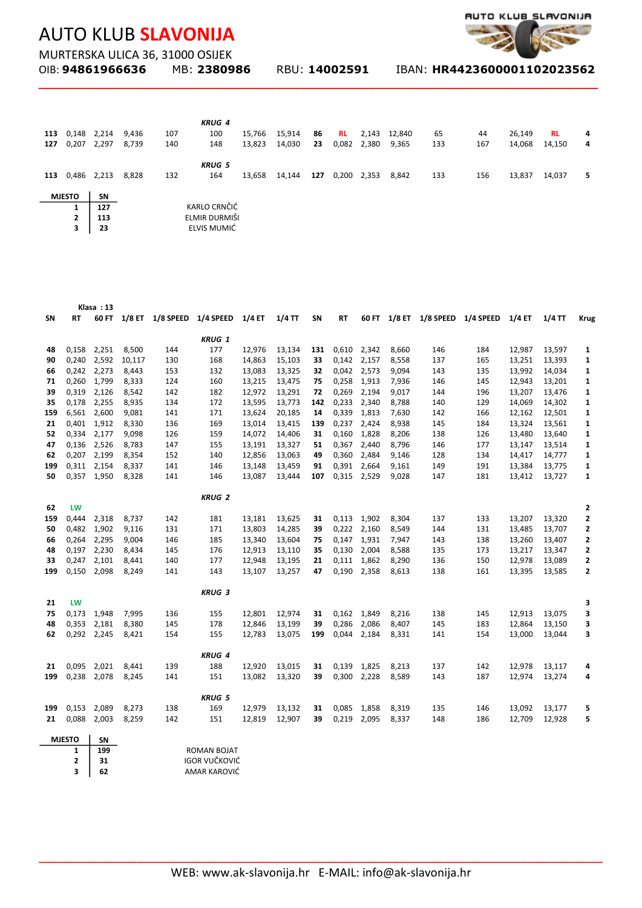# AUTO KLUB **SLAVONIJA**

MURTERSKA ULICA 36, 31000 OSIJEK

OIB: **94861966636** MB: **2380986** RBU: **14002591** IBAN: **HR4423600001102023562**

| SN | RT | 60 FT | 1/8 ET | 1/8 SPEED | 1/4 SPEED | 1/4 ET | 1/4 TT | SN | RT | 60 FT | 1/8 ET | 1/8 SPEED | 1/4 SPEED | 1/4 ET | 1/4 TT | Krug |
|---|---|---|---|---|---|---|---|---|---|---|---|---|---|---|---|---|
| | | | | | *KRUG 4* | | | | | | | | | | | |
| **113** | 0,148 | 2,214 | 9,436 | 107 | 100 | 15,766 | 15,914 | **86** | RL | 2,143 | 12,840 | 65 | 44 | 26,149 | RL | **4** |
| **127** | 0,207 | 2,297 | 8,739 | 140 | 148 | 13,823 | 14,030 | **23** | 0,082 | 2,380 | 9,365 | 133 | 167 | 14,068 | 14,150 | **4** |
| | | | | | *KRUG 5* | | | | | | | | | | | |
| **113** | 0,486 | 2,213 | 8,828 | 132 | 164 | 13,658 | 14,144 | **127** | 0,200 | 2,353 | 8,842 | 133 | 156 | 13,837 | 14,037 | **5** |

| MJESTO | SN | |
|---|---|---|
| 1 | 127 | KARLO CRNČIĆ |
| 2 | 113 | ELMIR DURMIŠI |
| 3 | 23 | ELVIS MUMIĆ |

**Klasa : 13**

| SN | RT | 60 FT | 1/8 ET | 1/8 SPEED | 1/4 SPEED | 1/4 ET | 1/4 TT | SN | RT | 60 FT | 1/8 ET | 1/8 SPEED | 1/4 SPEED | 1/4 ET | 1/4 TT | Krug |
|---|---|---|---|---|---|---|---|---|---|---|---|---|---|---|---|---|
| | | | | | *KRUG 1* | | | | | | | | | | | |
| **48** | 0,158 | 2,251 | 8,500 | 144 | 177 | 12,976 | 13,134 | **131** | 0,610 | 2,342 | 8,660 | 146 | 184 | 12,987 | 13,597 | **1** |
| **90** | 0,240 | 2,592 | 10,117 | 130 | 168 | 14,863 | 15,103 | **33** | 0,142 | 2,157 | 8,558 | 137 | 165 | 13,251 | 13,393 | **1** |
| **66** | 0,242 | 2,273 | 8,443 | 153 | 132 | 13,083 | 13,325 | **32** | 0,042 | 2,573 | 9,094 | 143 | 135 | 13,992 | 14,034 | **1** |
| **71** | 0,260 | 1,799 | 8,333 | 124 | 160 | 13,215 | 13,475 | **75** | 0,258 | 1,913 | 7,936 | 146 | 145 | 12,943 | 13,201 | **1** |
| **39** | 0,319 | 2,126 | 8,542 | 142 | 182 | 12,972 | 13,291 | **72** | 0,269 | 2,194 | 9,017 | 144 | 196 | 13,207 | 13,476 | **1** |
| **35** | 0,178 | 2,255 | 8,935 | 134 | 172 | 13,595 | 13,773 | **142** | 0,233 | 2,340 | 8,788 | 140 | 129 | 14,069 | 14,302 | **1** |
| **159** | 6,561 | 2,600 | 9,081 | 141 | 171 | 13,624 | 20,185 | **14** | 0,339 | 1,813 | 7,630 | 142 | 166 | 12,162 | 12,501 | **1** |
| **21** | 0,401 | 1,912 | 8,330 | 136 | 169 | 13,014 | 13,415 | **139** | 0,237 | 2,424 | 8,938 | 145 | 184 | 13,324 | 13,561 | **1** |
| **52** | 0,334 | 2,177 | 9,098 | 126 | 159 | 14,072 | 14,406 | **31** | 0,160 | 1,828 | 8,206 | 138 | 126 | 13,480 | 13,640 | **1** |
| **47** | 0,136 | 2,526 | 8,783 | 147 | 155 | 13,191 | 13,327 | **51** | 0,367 | 2,440 | 8,796 | 146 | 177 | 13,147 | 13,514 | **1** |
| **62** | 0,207 | 2,199 | 8,354 | 152 | 140 | 12,856 | 13,063 | **49** | 0,360 | 2,484 | 9,146 | 128 | 134 | 14,417 | 14,777 | **1** |
| **199** | 0,311 | 2,154 | 8,337 | 141 | 146 | 13,148 | 13,459 | **91** | 0,391 | 2,664 | 9,161 | 149 | 191 | 13,384 | 13,775 | **1** |
| **50** | 0,357 | 1,950 | 8,328 | 141 | 146 | 13,087 | 13,444 | **107** | 0,315 | 2,529 | 9,028 | 147 | 181 | 13,412 | 13,727 | **1** |
| | | | | | *KRUG 2* | | | | | | | | | | | |
| **62** | LW | | | | | | | | | | | | | | | **2** |
| **159** | 0,444 | 2,318 | 8,737 | 142 | 181 | 13,181 | 13,625 | **31** | 0,113 | 1,902 | 8,304 | 137 | 133 | 13,207 | 13,320 | **2** |
| **50** | 0,482 | 1,902 | 9,116 | 131 | 171 | 13,803 | 14,285 | **39** | 0,222 | 2,160 | 8,549 | 144 | 131 | 13,485 | 13,707 | **2** |
| **66** | 0,264 | 2,295 | 9,004 | 146 | 185 | 13,340 | 13,604 | **75** | 0,147 | 1,931 | 7,947 | 143 | 138 | 13,260 | 13,407 | **2** |
| **48** | 0,197 | 2,230 | 8,434 | 145 | 176 | 12,913 | 13,110 | **35** | 0,130 | 2,004 | 8,588 | 135 | 173 | 13,217 | 13,347 | **2** |
| **33** | 0,247 | 2,101 | 8,441 | 140 | 177 | 12,948 | 13,195 | **21** | 0,111 | 1,862 | 8,290 | 136 | 150 | 12,978 | 13,089 | **2** |
| **199** | 0,150 | 2,098 | 8,249 | 141 | 143 | 13,107 | 13,257 | **47** | 0,190 | 2,358 | 8,613 | 138 | 161 | 13,395 | 13,585 | **2** |
| | | | | | *KRUG 3* | | | | | | | | | | | |
| **21** | LW | | | | | | | | | | | | | | | **3** |
| **75** | 0,173 | 1,948 | 7,995 | 136 | 155 | 12,801 | 12,974 | **31** | 0,162 | 1,849 | 8,216 | 138 | 145 | 12,913 | 13,075 | **3** |
| **48** | 0,353 | 2,181 | 8,380 | 145 | 178 | 12,846 | 13,199 | **39** | 0,286 | 2,086 | 8,407 | 145 | 183 | 12,864 | 13,150 | **3** |
| **62** | 0,292 | 2,245 | 8,421 | 154 | 155 | 12,783 | 13,075 | **199** | 0,044 | 2,184 | 8,331 | 141 | 154 | 13,000 | 13,044 | **3** |
| | | | | | *KRUG 4* | | | | | | | | | | | |
| **21** | 0,095 | 2,021 | 8,441 | 139 | 188 | 12,920 | 13,015 | **31** | 0,139 | 1,825 | 8,213 | 137 | 142 | 12,978 | 13,117 | **4** |
| **199** | 0,238 | 2,078 | 8,245 | 141 | 151 | 13,082 | 13,320 | **39** | 0,300 | 2,228 | 8,589 | 143 | 187 | 12,974 | 13,274 | **4** |
| | | | | | *KRUG 5* | | | | | | | | | | | |
| **199** | 0,153 | 2,089 | 8,273 | 138 | 169 | 12,979 | 13,132 | **31** | 0,085 | 1,858 | 8,319 | 135 | 146 | 13,092 | 13,177 | **5** |
| **21** | 0,088 | 2,003 | 8,259 | 142 | 151 | 12,819 | 12,907 | **39** | 0,219 | 2,095 | 8,337 | 148 | 186 | 12,709 | 12,928 | **5** |

| MJESTO | SN | |
|---|---|---|
| 1 | 199 | ROMAN BOJAT |
| 2 | 31 | IGOR VUČKOVIĆ |
| 3 | 62 | AMAR KAROVIĆ |

WEB: www.ak-slavonija.hr E-MAIL: info@ak-slavonija.hr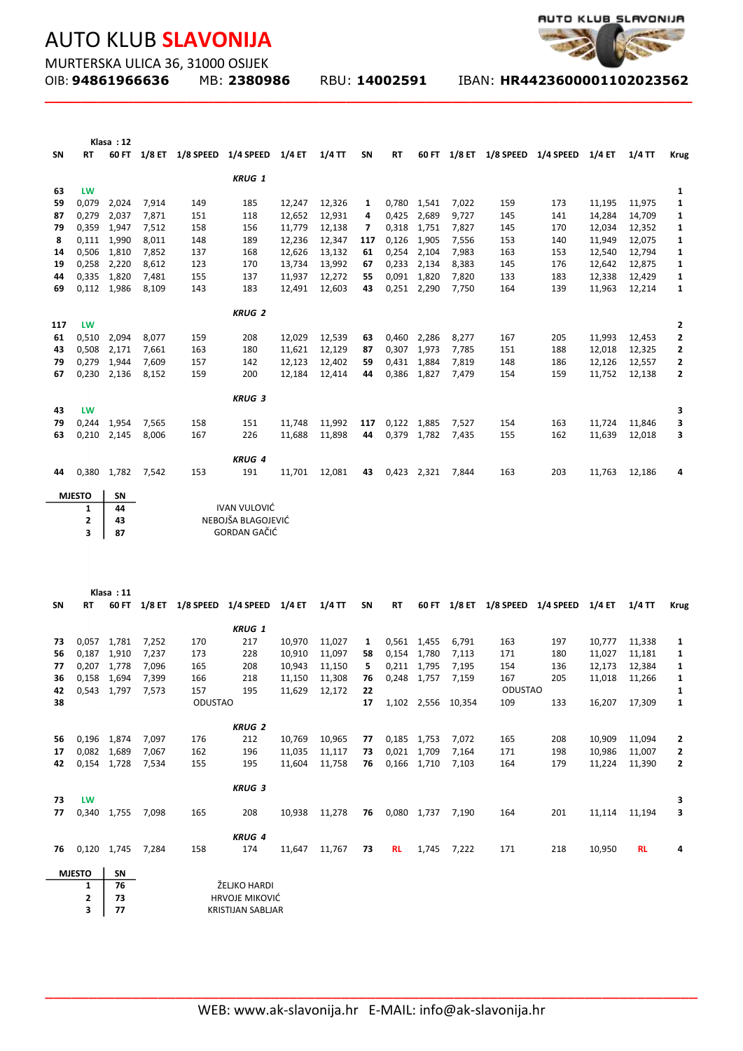# AUTO KLUB **SLAVONIJA**

MURTERSKA ULICA 36, 31000 OSIJEK
OIB: **94861966636** MB: **2380986** RBU: **14002591** IBAN: **HR4423600001102023562**

**Klasa : 12**

| SN | RT | 60 FT | 1/8 ET | 1/8 SPEED | 1/4 SPEED | 1/4 ET | 1/4 TT | SN | RT | 60 FT | 1/8 ET | 1/8 SPEED | 1/4 SPEED | 1/4 ET | 1/4 TT | Krug |
|---|---|---|---|---|---|---|---|---|---|---|---|---|---|---|---|---|
| | | | | | *KRUG 1* | | | | | | | | | | | |
| **63** | LW | | | | | | | | | | | | | | | **1** |
| **59** | 0,079 | 2,024 | 7,914 | 149 | 185 | 12,247 | 12,326 | **1** | 0,780 | 1,541 | 7,022 | 159 | 173 | 11,195 | 11,975 | **1** |
| **87** | 0,279 | 2,037 | 7,871 | 151 | 118 | 12,652 | 12,931 | **4** | 0,425 | 2,689 | 9,727 | 145 | 141 | 14,284 | 14,709 | **1** |
| **79** | 0,359 | 1,947 | 7,512 | 158 | 156 | 11,779 | 12,138 | **7** | 0,318 | 1,751 | 7,827 | 145 | 170 | 12,034 | 12,352 | **1** |
| **8** | 0,111 | 1,990 | 8,011 | 148 | 189 | 12,236 | 12,347 | **117** | 0,126 | 1,905 | 7,556 | 153 | 140 | 11,949 | 12,075 | **1** |
| **14** | 0,506 | 1,810 | 7,852 | 137 | 168 | 12,626 | 13,132 | **61** | 0,254 | 2,104 | 7,983 | 163 | 153 | 12,540 | 12,794 | **1** |
| **19** | 0,258 | 2,220 | 8,612 | 123 | 170 | 13,734 | 13,992 | **67** | 0,233 | 2,134 | 8,383 | 145 | 176 | 12,642 | 12,875 | **1** |
| **44** | 0,335 | 1,820 | 7,481 | 155 | 137 | 11,937 | 12,272 | **55** | 0,091 | 1,820 | 7,820 | 133 | 183 | 12,338 | 12,429 | **1** |
| **69** | 0,112 | 1,986 | 8,109 | 143 | 183 | 12,491 | 12,603 | **43** | 0,251 | 2,290 | 7,750 | 164 | 139 | 11,963 | 12,214 | **1** |
| | | | | | *KRUG 2* | | | | | | | | | | | |
| **117** | LW | | | | | | | | | | | | | | | **2** |
| **61** | 0,510 | 2,094 | 8,077 | 159 | 208 | 12,029 | 12,539 | **63** | 0,460 | 2,286 | 8,277 | 167 | 205 | 11,993 | 12,453 | **2** |
| **43** | 0,508 | 2,171 | 7,661 | 163 | 180 | 11,621 | 12,129 | **87** | 0,307 | 1,973 | 7,785 | 151 | 188 | 12,018 | 12,325 | **2** |
| **79** | 0,279 | 1,944 | 7,609 | 157 | 142 | 12,123 | 12,402 | **59** | 0,431 | 1,884 | 7,819 | 148 | 186 | 12,126 | 12,557 | **2** |
| **67** | 0,230 | 2,136 | 8,152 | 159 | 200 | 12,184 | 12,414 | **44** | 0,386 | 1,827 | 7,479 | 154 | 159 | 11,752 | 12,138 | **2** |
| | | | | | *KRUG 3* | | | | | | | | | | | |
| **43** | LW | | | | | | | | | | | | | | | **3** |
| **79** | 0,244 | 1,954 | 7,565 | 158 | 151 | 11,748 | 11,992 | **117** | 0,122 | 1,885 | 7,527 | 154 | 163 | 11,724 | 11,846 | **3** |
| **63** | 0,210 | 2,145 | 8,006 | 167 | 226 | 11,688 | 11,898 | **44** | 0,379 | 1,782 | 7,435 | 155 | 162 | 11,639 | 12,018 | **3** |
| | | | | | *KRUG 4* | | | | | | | | | | | |
| **44** | 0,380 | 1,782 | 7,542 | 153 | 191 | 11,701 | 12,081 | **43** | 0,423 | 2,321 | 7,844 | 163 | 203 | 11,763 | 12,186 | **4** |

| MJESTO | SN | |
|---|---|---|
| 1 | 44 | IVAN VULOVIĆ |
| 2 | 43 | NEBOJŠA BLAGOJEVIĆ |
| 3 | 87 | GORDAN GAČIĆ |

**Klasa : 11**

| SN | RT | 60 FT | 1/8 ET | 1/8 SPEED | 1/4 SPEED | 1/4 ET | 1/4 TT | SN | RT | 60 FT | 1/8 ET | 1/8 SPEED | 1/4 SPEED | 1/4 ET | 1/4 TT | Krug |
|---|---|---|---|---|---|---|---|---|---|---|---|---|---|---|---|---|
| | | | | | *KRUG 1* | | | | | | | | | | | |
| **73** | 0,057 | 1,781 | 7,252 | 170 | 217 | 10,970 | 11,027 | **1** | 0,561 | 1,455 | 6,791 | 163 | 197 | 10,777 | 11,338 | **1** |
| **56** | 0,187 | 1,910 | 7,237 | 173 | 228 | 10,910 | 11,097 | **58** | 0,154 | 1,780 | 7,113 | 171 | 180 | 11,027 | 11,181 | **1** |
| **77** | 0,207 | 1,778 | 7,096 | 165 | 208 | 10,943 | 11,150 | **5** | 0,211 | 1,795 | 7,195 | 154 | 136 | 12,173 | 12,384 | **1** |
| **36** | 0,158 | 1,694 | 7,399 | 166 | 218 | 11,150 | 11,308 | **76** | 0,248 | 1,757 | 7,159 | 167 | 205 | 11,018 | 11,266 | **1** |
| **42** | 0,543 | 1,797 | 7,573 | 157 | 195 | 11,629 | 12,172 | **22** | | | | ODUSTAO | | | | **1** |
| **38** | | | | ODUSTAO | | | | **17** | 1,102 | 2,556 | 10,354 | 109 | 133 | 16,207 | 17,309 | **1** |
| | | | | | *KRUG 2* | | | | | | | | | | | |
| **56** | 0,196 | 1,874 | 7,097 | 176 | 212 | 10,769 | 10,965 | **77** | 0,185 | 1,753 | 7,072 | 165 | 208 | 10,909 | 11,094 | **2** |
| **17** | 0,082 | 1,689 | 7,067 | 162 | 196 | 11,035 | 11,117 | **73** | 0,021 | 1,709 | 7,164 | 171 | 198 | 10,986 | 11,007 | **2** |
| **42** | 0,154 | 1,728 | 7,534 | 155 | 195 | 11,604 | 11,758 | **76** | 0,166 | 1,710 | 7,103 | 164 | 179 | 11,224 | 11,390 | **2** |
| | | | | | *KRUG 3* | | | | | | | | | | | |
| **73** | LW | | | | | | | | | | | | | | | **3** |
| **77** | 0,340 | 1,755 | 7,098 | 165 | 208 | 10,938 | 11,278 | **76** | 0,080 | 1,737 | 7,190 | 164 | 201 | 11,114 | 11,194 | **3** |
| | | | | | *KRUG 4* | | | | | | | | | | | |
| **76** | 0,120 | 1,745 | 7,284 | 158 | 174 | 11,647 | 11,767 | **73** | RL | 1,745 | 7,222 | 171 | 218 | 10,950 | RL | **4** |

| MJESTO | SN | |
|---|---|---|
| 1 | 76 | ŽELJKO HARDI |
| 2 | 73 | HRVOJE MIKOVIĆ |
| 3 | 77 | KRISTIJAN SABLJAR |

WEB: www.ak-slavonija.hr E-MAIL: info@ak-slavonija.hr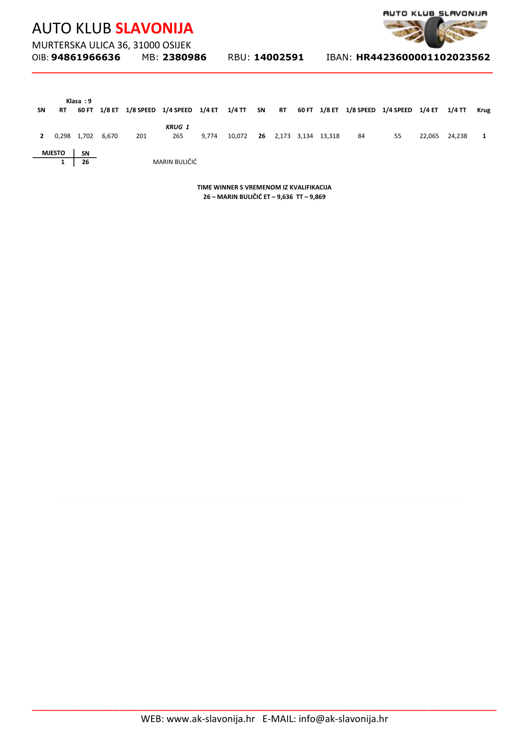| SN | RT | 60 FT | 1/8 ET | 1/8 SPEED | 1/4 SPEED | 1/4 ET | 1/4 TT | SN | RT | 60 FT | 1/8 ET | 1/8 SPEED | 1/4 SPEED | 1/4 ET | 1/4 TT | Krug |
|---|---|---|---|---|---|---|---|---|---|---|---|---|---|---|---|---|
| | **Klasa : 9** | | | | | | | | | | | | | | | |
| | | | | | ***KRUG 1*** | | | | | | | | | | | |
| **2** | 0,298 | 1,702 | 6,670 | 201 | 265 | 9,774 | 10,072 | **26** | 2,173 | 3,134 | 13,318 | 84 | 55 | 22,065 | 24,238 | **1** |

| MJESTO | SN | |
|---|---|---|
| 1 | 26 | MARIN BULIČIĆ |

**TIME WINNER S VREMENOM IZ KVALIFIKACIJA**

**26 – MARIN BULIČIĆ ET – 9,636 TT – 9,869**